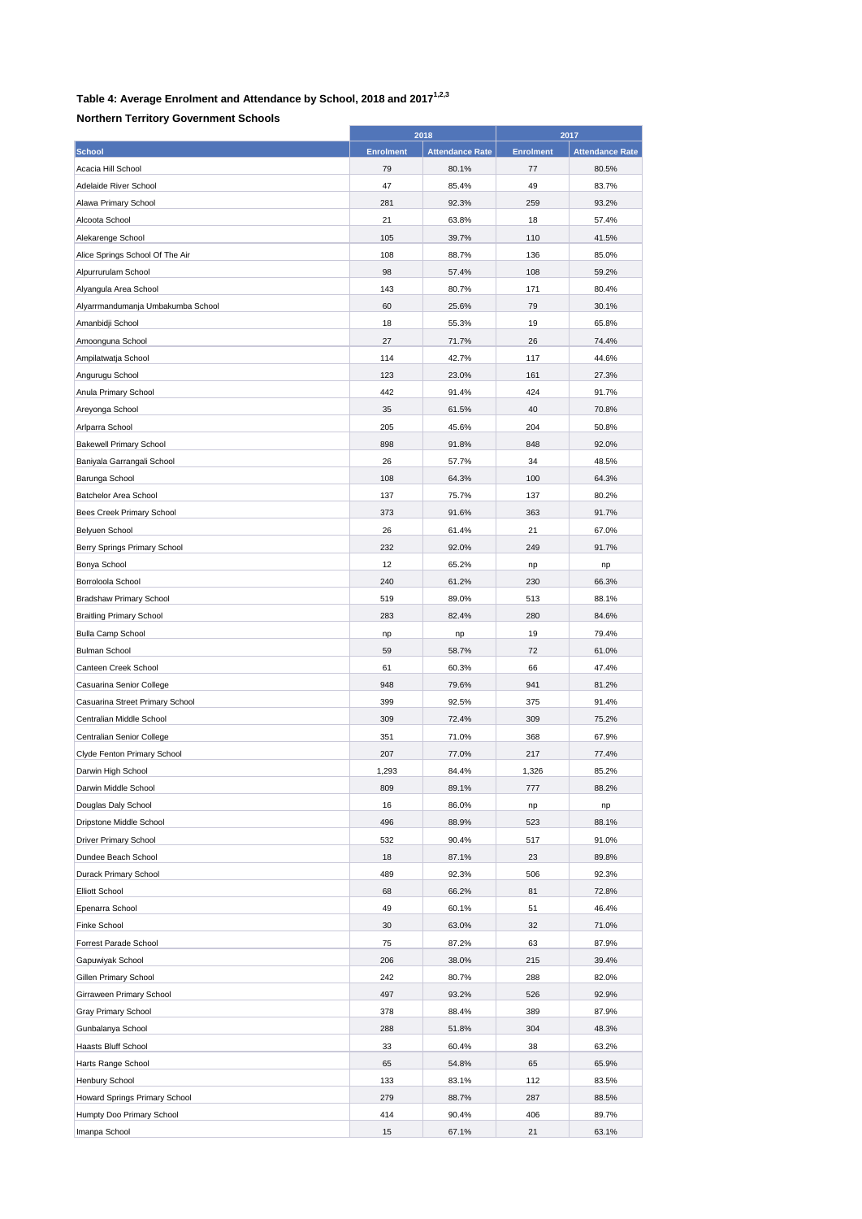### Table 4: Average Enrolment and Attendance by School, 2018 and 2017[1,2,3]

**Northern Territory Government Schools**

| | 2018 | | 2017 | |
|---|---|---|---|---|
| **School** | **Enrolment** | **Attendance Rate** | **Enrolment** | **Attendance Rate** |
| Acacia Hill School | 79 | 80.1% | 77 | 80.5% |
| Adelaide River School | 47 | 85.4% | 49 | 83.7% |
| Alawa Primary School | 281 | 92.3% | 259 | 93.2% |
| Alcoota School | 21 | 63.8% | 18 | 57.4% |
| Alekarenge School | 105 | 39.7% | 110 | 41.5% |
| Alice Springs School Of The Air | 108 | 88.7% | 136 | 85.0% |
| Alpurrurulam School | 98 | 57.4% | 108 | 59.2% |
| Alyangula Area School | 143 | 80.7% | 171 | 80.4% |
| Alyarrmandumanja Umbakumba School | 60 | 25.6% | 79 | 30.1% |
| Amanbidji School | 18 | 55.3% | 19 | 65.8% |
| Amoonguna School | 27 | 71.7% | 26 | 74.4% |
| Ampilatwatja School | 114 | 42.7% | 117 | 44.6% |
| Angurugu School | 123 | 23.0% | 161 | 27.3% |
| Anula Primary School | 442 | 91.4% | 424 | 91.7% |
| Areyonga School | 35 | 61.5% | 40 | 70.8% |
| Arlparra School | 205 | 45.6% | 204 | 50.8% |
| Bakewell Primary School | 898 | 91.8% | 848 | 92.0% |
| Baniyala Garrangali School | 26 | 57.7% | 34 | 48.5% |
| Barunga School | 108 | 64.3% | 100 | 64.3% |
| Batchelor Area School | 137 | 75.7% | 137 | 80.2% |
| Bees Creek Primary School | 373 | 91.6% | 363 | 91.7% |
| Belyuen School | 26 | 61.4% | 21 | 67.0% |
| Berry Springs Primary School | 232 | 92.0% | 249 | 91.7% |
| Bonya School | 12 | 65.2% | np | np |
| Borroloola School | 240 | 61.2% | 230 | 66.3% |
| Bradshaw Primary School | 519 | 89.0% | 513 | 88.1% |
| Braitling Primary School | 283 | 82.4% | 280 | 84.6% |
| Bulla Camp School | np | np | 19 | 79.4% |
| Bulman School | 59 | 58.7% | 72 | 61.0% |
| Canteen Creek School | 61 | 60.3% | 66 | 47.4% |
| Casuarina Senior College | 948 | 79.6% | 941 | 81.2% |
| Casuarina Street Primary School | 399 | 92.5% | 375 | 91.4% |
| Centralian Middle School | 309 | 72.4% | 309 | 75.2% |
| Centralian Senior College | 351 | 71.0% | 368 | 67.9% |
| Clyde Fenton Primary School | 207 | 77.0% | 217 | 77.4% |
| Darwin High School | 1,293 | 84.4% | 1,326 | 85.2% |
| Darwin Middle School | 809 | 89.1% | 777 | 88.2% |
| Douglas Daly School | 16 | 86.0% | np | np |
| Dripstone Middle School | 496 | 88.9% | 523 | 88.1% |
| Driver Primary School | 532 | 90.4% | 517 | 91.0% |
| Dundee Beach School | 18 | 87.1% | 23 | 89.8% |
| Durack Primary School | 489 | 92.3% | 506 | 92.3% |
| Elliott School | 68 | 66.2% | 81 | 72.8% |
| Epenarra School | 49 | 60.1% | 51 | 46.4% |
| Finke School | 30 | 63.0% | 32 | 71.0% |
| Forrest Parade School | 75 | 87.2% | 63 | 87.9% |
| Gapuwiyak School | 206 | 38.0% | 215 | 39.4% |
| Gillen Primary School | 242 | 80.7% | 288 | 82.0% |
| Girraween Primary School | 497 | 93.2% | 526 | 92.9% |
| Gray Primary School | 378 | 88.4% | 389 | 87.9% |
| Gunbalanya School | 288 | 51.8% | 304 | 48.3% |
| Haasts Bluff School | 33 | 60.4% | 38 | 63.2% |
| Harts Range School | 65 | 54.8% | 65 | 65.9% |
| Henbury School | 133 | 83.1% | 112 | 83.5% |
| Howard Springs Primary School | 279 | 88.7% | 287 | 88.5% |
| Humpty Doo Primary School | 414 | 90.4% | 406 | 89.7% |
| Imanpa School | 15 | 67.1% | 21 | 63.1% |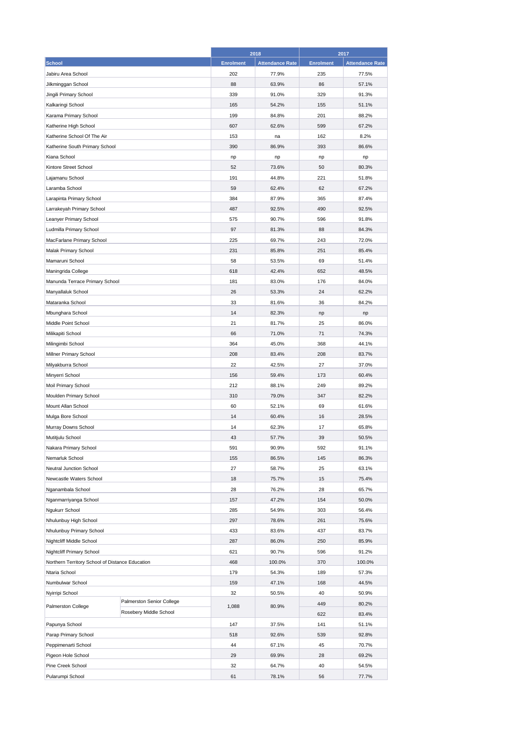| School | | 2018 | | 2017 | |
|---|---|---|---|---|---|
| | | Enrolment | Attendance Rate | Enrolment | Attendance Rate |
| Jabiru Area School | | 202 | 77.9% | 235 | 77.5% |
| Jilkminggan School | | 88 | 63.9% | 86 | 57.1% |
| Jingili Primary School | | 339 | 91.0% | 329 | 91.3% |
| Kalkaringi School | | 165 | 54.2% | 155 | 51.1% |
| Karama Primary School | | 199 | 84.8% | 201 | 88.2% |
| Katherine High School | | 607 | 62.6% | 599 | 67.2% |
| Katherine School Of The Air | | 153 | na | 162 | 8.2% |
| Katherine South Primary School | | 390 | 86.9% | 393 | 86.6% |
| Kiana School | | np | np | np | np |
| Kintore Street School | | 52 | 73.6% | 50 | 80.3% |
| Lajamanu School | | 191 | 44.8% | 221 | 51.8% |
| Laramba School | | 59 | 62.4% | 62 | 67.2% |
| Larapinta Primary School | | 384 | 87.9% | 365 | 87.4% |
| Larrakeyah Primary School | | 487 | 92.5% | 490 | 92.5% |
| Leanyer Primary School | | 575 | 90.7% | 596 | 91.8% |
| Ludmilla Primary School | | 97 | 81.3% | 88 | 84.3% |
| MacFarlane Primary School | | 225 | 69.7% | 243 | 72.0% |
| Malak Primary School | | 231 | 85.8% | 251 | 85.4% |
| Mamaruni School | | 58 | 53.5% | 69 | 51.4% |
| Maningrida College | | 618 | 42.4% | 652 | 48.5% |
| Manunda Terrace Primary School | | 181 | 83.0% | 176 | 84.0% |
| Manyallaluk School | | 26 | 53.3% | 24 | 62.2% |
| Mataranka School | | 33 | 81.6% | 36 | 84.2% |
| Mbunghara School | | 14 | 82.3% | np | np |
| Middle Point School | | 21 | 81.7% | 25 | 86.0% |
| Milikapiti School | | 66 | 71.0% | 71 | 74.3% |
| Milingimbi School | | 364 | 45.0% | 368 | 44.1% |
| Millner Primary School | | 208 | 83.4% | 208 | 83.7% |
| Milyakburra School | | 22 | 42.5% | 27 | 37.0% |
| Minyerri School | | 156 | 59.4% | 173 | 60.4% |
| Moil Primary School | | 212 | 88.1% | 249 | 89.2% |
| Moulden Primary School | | 310 | 79.0% | 347 | 82.2% |
| Mount Allan School | | 60 | 52.1% | 69 | 61.6% |
| Mulga Bore School | | 14 | 60.4% | 16 | 28.5% |
| Murray Downs School | | 14 | 62.3% | 17 | 65.8% |
| Mutitjulu School | | 43 | 57.7% | 39 | 50.5% |
| Nakara Primary School | | 591 | 90.9% | 592 | 91.1% |
| Nemarluk School | | 155 | 86.5% | 145 | 86.3% |
| Neutral Junction School | | 27 | 58.7% | 25 | 63.1% |
| Newcastle Waters School | | 18 | 75.7% | 15 | 75.4% |
| Nganambala School | | 28 | 76.2% | 28 | 65.7% |
| Nganmarriyanga School | | 157 | 47.2% | 154 | 50.0% |
| Ngukurr School | | 285 | 54.9% | 303 | 56.4% |
| Nhulunbuy High School | | 297 | 78.6% | 261 | 75.6% |
| Nhulunbuy Primary School | | 433 | 83.6% | 437 | 83.7% |
| Nightcliff Middle School | | 287 | 86.0% | 250 | 85.9% |
| Nightcliff Primary School | | 621 | 90.7% | 596 | 91.2% |
| Northern Territory School of Distance Education | | 468 | 100.0% | 370 | 100.0% |
| Ntaria School | | 179 | 54.3% | 189 | 57.3% |
| Numbulwar School | | 159 | 47.1% | 168 | 44.5% |
| Nyirripi School | | 32 | 50.5% | 40 | 50.9% |
| Palmerston College | Palmerston Senior College | 1,088 | 80.9% | 449 | 80.2% |
| | Rosebery Middle School | | | 622 | 83.4% |
| Papunya School | | 147 | 37.5% | 141 | 51.1% |
| Parap Primary School | | 518 | 92.6% | 539 | 92.8% |
| Peppimenarti School | | 44 | 67.1% | 45 | 70.7% |
| Pigeon Hole School | | 29 | 69.9% | 28 | 69.2% |
| Pine Creek School | | 32 | 64.7% | 40 | 54.5% |
| Pularumpi School | | 61 | 78.1% | 56 | 77.7% |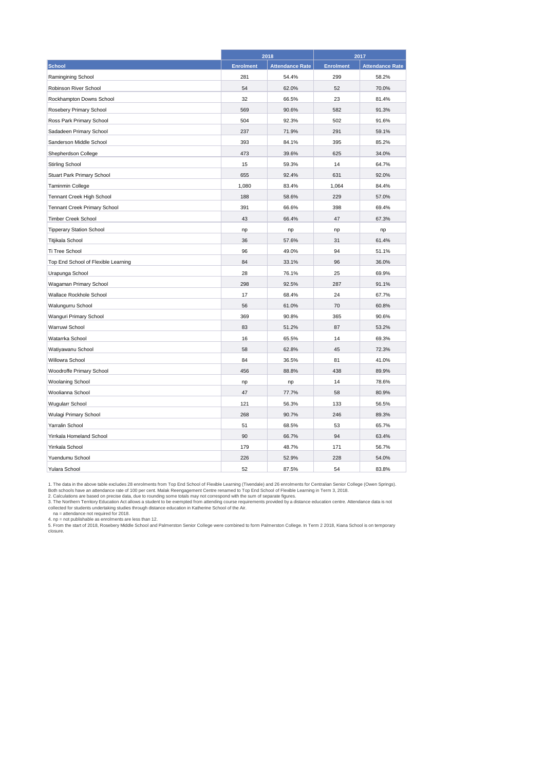| School | 2018 | | 2017 | |
|---|---|---|---|---|
| | Enrolment | Attendance Rate | Enrolment | Attendance Rate |
| Ramingining School | 281 | 54.4% | 299 | 58.2% |
| Robinson River School | 54 | 62.0% | 52 | 70.0% |
| Rockhampton Downs School | 32 | 66.5% | 23 | 81.4% |
| Rosebery Primary School | 569 | 90.6% | 582 | 91.3% |
| Ross Park Primary School | 504 | 92.3% | 502 | 91.6% |
| Sadadeen Primary School | 237 | 71.9% | 291 | 59.1% |
| Sanderson Middle School | 393 | 84.1% | 395 | 85.2% |
| Shepherdson College | 473 | 39.6% | 625 | 34.0% |
| Stirling School | 15 | 59.3% | 14 | 64.7% |
| Stuart Park Primary School | 655 | 92.4% | 631 | 92.0% |
| Taminmin College | 1,080 | 83.4% | 1,064 | 84.4% |
| Tennant Creek High School | 188 | 58.6% | 229 | 57.0% |
| Tennant Creek Primary School | 391 | 66.6% | 398 | 69.4% |
| Timber Creek School | 43 | 66.4% | 47 | 67.3% |
| Tipperary Station School | np | np | np | np |
| Titjikala School | 36 | 57.6% | 31 | 61.4% |
| Ti Tree School | 96 | 49.0% | 94 | 51.1% |
| Top End School of Flexible Learning | 84 | 33.1% | 96 | 36.0% |
| Urapunga School | 28 | 76.1% | 25 | 69.9% |
| Wagaman Primary School | 298 | 92.5% | 287 | 91.1% |
| Wallace Rockhole School | 17 | 68.4% | 24 | 67.7% |
| Walungurru School | 56 | 61.0% | 70 | 60.8% |
| Wanguri Primary School | 369 | 90.8% | 365 | 90.6% |
| Warruwi School | 83 | 51.2% | 87 | 53.2% |
| Watarrka School | 16 | 65.5% | 14 | 69.3% |
| Watiyawanu School | 58 | 62.8% | 45 | 72.3% |
| Willowra School | 84 | 36.5% | 81 | 41.0% |
| Woodroffe Primary School | 456 | 88.8% | 438 | 89.9% |
| Woolaning School | np | np | 14 | 78.6% |
| Woolianna School | 47 | 77.7% | 58 | 80.9% |
| Wugularr School | 121 | 56.3% | 133 | 56.5% |
| Wulagi Primary School | 268 | 90.7% | 246 | 89.3% |
| Yarralin School | 51 | 68.5% | 53 | 65.7% |
| Yirrkala Homeland School | 90 | 66.7% | 94 | 63.4% |
| Yirrkala School | 179 | 48.7% | 171 | 56.7% |
| Yuendumu School | 226 | 52.9% | 228 | 54.0% |
| Yulara School | 52 | 87.5% | 54 | 83.8% |

1. The data in the above table excludes 28 enrolments from Top End School of Flexible Learning (Tivendale) and 26 enrolments for Centralian Senior College (Owen Springs). Both schools have an attendance rate of 100 per cent. Malak Reengagement Centre renamed to Top End School of Flexible Learning in Term 3, 2018.
2. Calculations are based on precise data, due to rounding some totals may not correspond with the sum of separate figures.
3. The Northern Territory Education Act allows a student to be exempted from attending course requirements provided by a distance education centre. Attendance data is not collected for students undertaking studies through distance education in Katherine School of the Air.
 na = attendance not required for 2018.
4. np = not publishable as enrolments are less than 12.
5. From the start of 2018, Rosebery Middle School and Palmerston Senior College were combined to form Palmerston College. In Term 2 2018, Kiana School is on temporary closure.